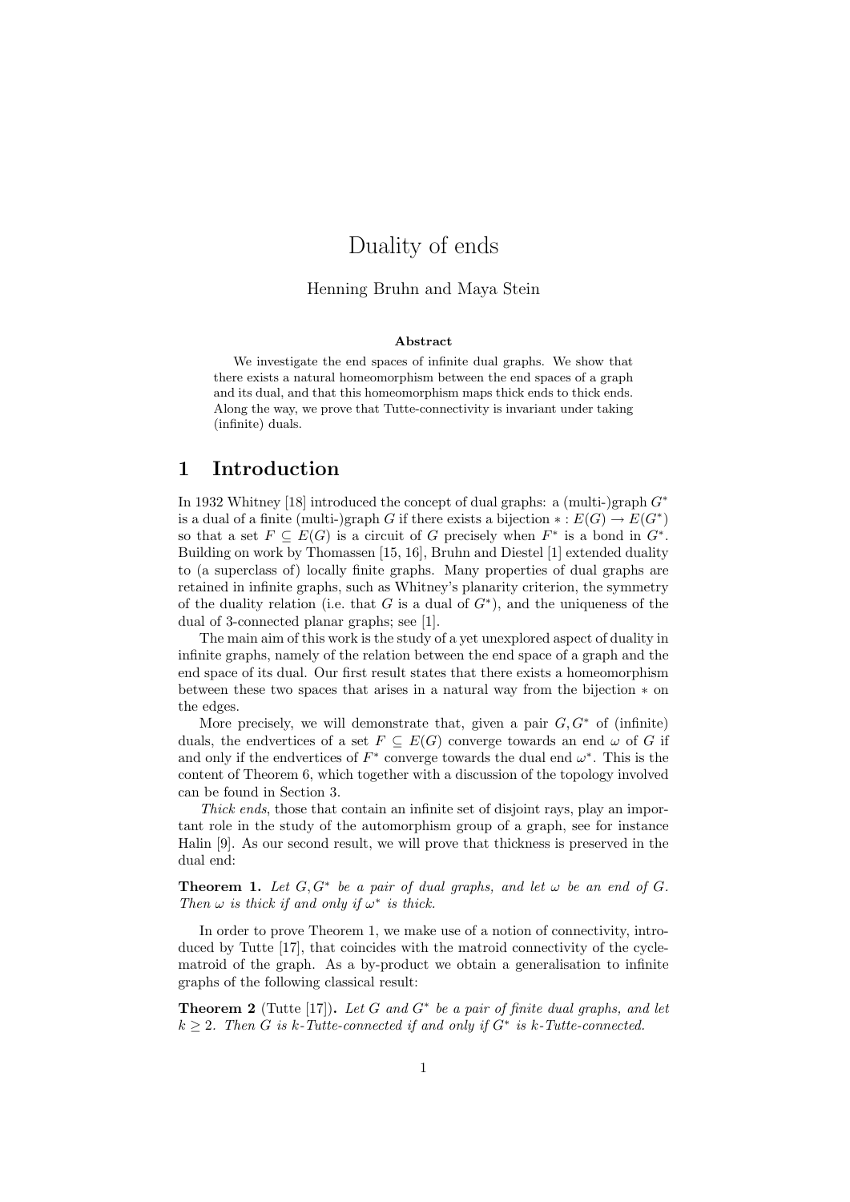# Duality of ends

Henning Bruhn and Maya Stein

### Abstract

We investigate the end spaces of infinite dual graphs. We show that there exists a natural homeomorphism between the end spaces of a graph and its dual, and that this homeomorphism maps thick ends to thick ends. Along the way, we prove that Tutte-connectivity is invariant under taking (infinite) duals.

## 1 Introduction

In 1932 Whitney [18] introduced the concept of dual graphs: a (multi-)graph $G^*$ is a dual of a finite (multi-)graph $G$ if there exists a bijection $*: E(G) \to E(G^*)$ so that a set $F \subseteq E(G)$ is a circuit of $G$ precisely when $F^*$ is a bond in $G^*$. Building on work by Thomassen [15, 16], Bruhn and Diestel [1] extended duality to (a superclass of) locally finite graphs. Many properties of dual graphs are retained in infinite graphs, such as Whitney's planarity criterion, the symmetry of the duality relation (i.e. that $G$ is a dual of $G^*$), and the uniqueness of the dual of 3-connected planar graphs; see [1].

The main aim of this work is the study of a yet unexplored aspect of duality in infinite graphs, namely of the relation between the end space of a graph and the end space of its dual. Our first result states that there exists a homeomorphism between these two spaces that arises in a natural way from the bijection $*$ on the edges.

More precisely, we will demonstrate that, given a pair $G, G^*$ of (infinite) duals, the endvertices of a set $F \subseteq E(G)$ converge towards an end $\omega$ of $G$ if and only if the endvertices of $F^*$ converge towards the dual end $\omega^*$. This is the content of Theorem 6, which together with a discussion of the topology involved can be found in Section 3.

*Thick ends*, those that contain an infinite set of disjoint rays, play an important role in the study of the automorphism group of a graph, see for instance Halin [9]. As our second result, we will prove that thickness is preserved in the dual end:

**Theorem 1.** *Let $G, G^*$ be a pair of dual graphs, and let $\omega$ be an end of $G$. Then $\omega$ is thick if and only if $\omega^*$ is thick.*

In order to prove Theorem 1, we make use of a notion of connectivity, introduced by Tutte [17], that coincides with the matroid connectivity of the cycle-matroid of the graph. As a by-product we obtain a generalisation to infinite graphs of the following classical result:

**Theorem 2** (Tutte [17])**.** *Let $G$ and $G^*$ be a pair of finite dual graphs, and let $k \geq 2$. Then $G$ is $k$-Tutte-connected if and only if $G^*$ is $k$-Tutte-connected.*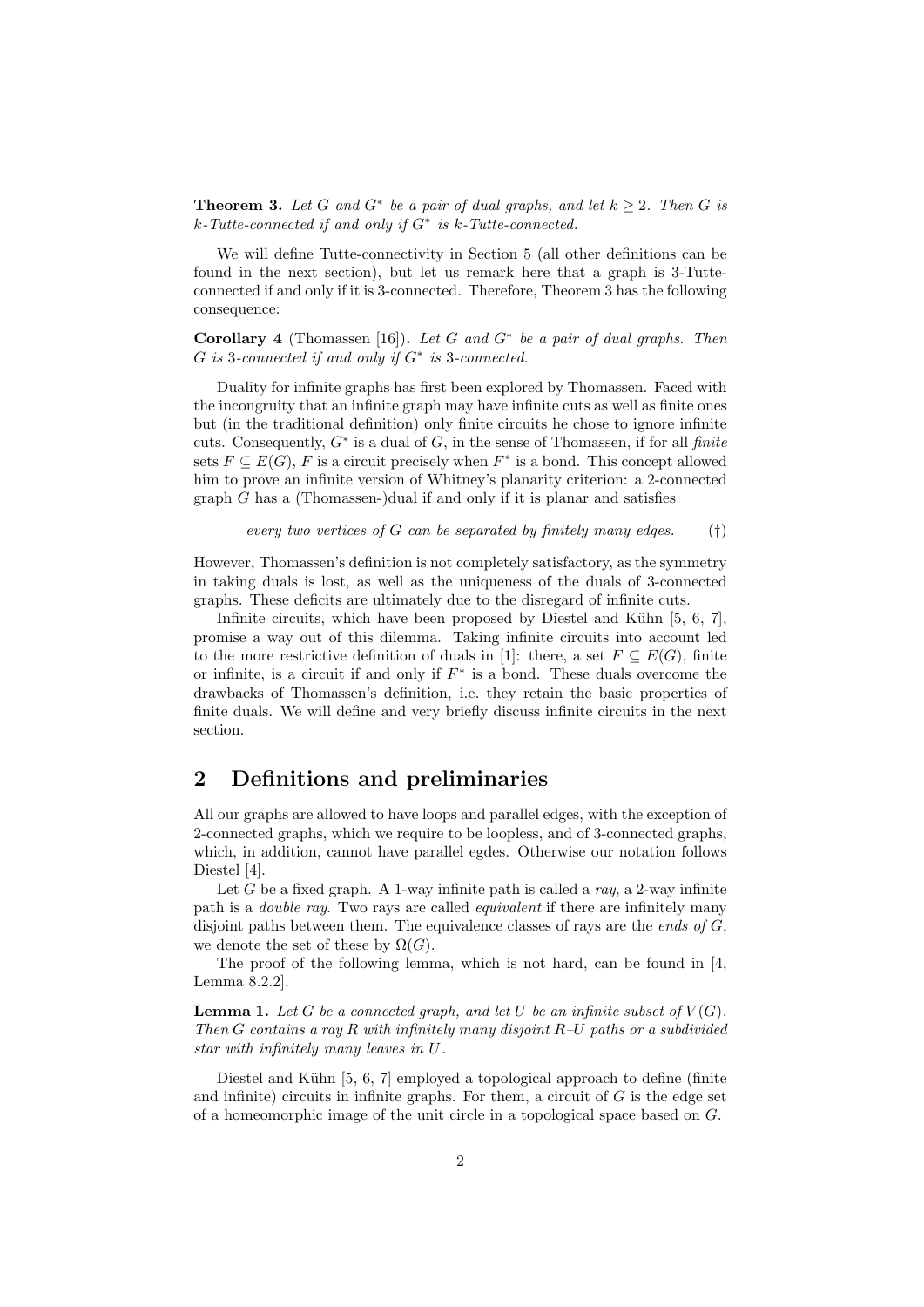**Theorem 3.** *Let $G$ and $G^*$ be a pair of dual graphs, and let $k \geq 2$. Then $G$ is $k$-Tutte-connected if and only if $G^*$ is $k$-Tutte-connected.*

We will define Tutte-connectivity in Section 5 (all other definitions can be found in the next section), but let us remark here that a graph is 3-Tutte-connected if and only if it is 3-connected. Therefore, Theorem 3 has the following consequence:

**Corollary 4** (Thomassen [16])**.** *Let $G$ and $G^*$ be a pair of dual graphs. Then $G$ is 3-connected if and only if $G^*$ is 3-connected.*

Duality for infinite graphs has first been explored by Thomassen. Faced with the incongruity that an infinite graph may have infinite cuts as well as finite ones but (in the traditional definition) only finite circuits he chose to ignore infinite cuts. Consequently, $G^*$ is a dual of $G$, in the sense of Thomassen, if for all *finite* sets $F \subseteq E(G)$, $F$ is a circuit precisely when $F^*$ is a bond. This concept allowed him to prove an infinite version of Whitney's planarity criterion: a 2-connected graph $G$ has a (Thomassen-)dual if and only if it is planar and satisfies

$$\textit{every two vertices of } G \textit{ can be separated by finitely many edges.} \qquad (\dagger)$$

However, Thomassen's definition is not completely satisfactory, as the symmetry in taking duals is lost, as well as the uniqueness of the duals of 3-connected graphs. These deficits are ultimately due to the disregard of infinite cuts.

Infinite circuits, which have been proposed by Diestel and Kühn [5, 6, 7], promise a way out of this dilemma. Taking infinite circuits into account led to the more restrictive definition of duals in [1]: there, a set $F \subseteq E(G)$, finite or infinite, is a circuit if and only if $F^*$ is a bond. These duals overcome the drawbacks of Thomassen's definition, i.e. they retain the basic properties of finite duals. We will define and very briefly discuss infinite circuits in the next section.

## 2 Definitions and preliminaries

All our graphs are allowed to have loops and parallel edges, with the exception of 2-connected graphs, which we require to be loopless, and of 3-connected graphs, which, in addition, cannot have parallel egdes. Otherwise our notation follows Diestel [4].

Let $G$ be a fixed graph. A 1-way infinite path is called a *ray*, a 2-way infinite path is a *double ray*. Two rays are called *equivalent* if there are infinitely many disjoint paths between them. The equivalence classes of rays are the *ends of* $G$, we denote the set of these by $\Omega(G)$.

The proof of the following lemma, which is not hard, can be found in [4, Lemma 8.2.2].

**Lemma 1.** *Let $G$ be a connected graph, and let $U$ be an infinite subset of $V(G)$. Then $G$ contains a ray $R$ with infinitely many disjoint $R$–$U$ paths or a subdivided star with infinitely many leaves in $U$.*

Diestel and Kühn [5, 6, 7] employed a topological approach to define (finite and infinite) circuits in infinite graphs. For them, a circuit of $G$ is the edge set of a homeomorphic image of the unit circle in a topological space based on $G$.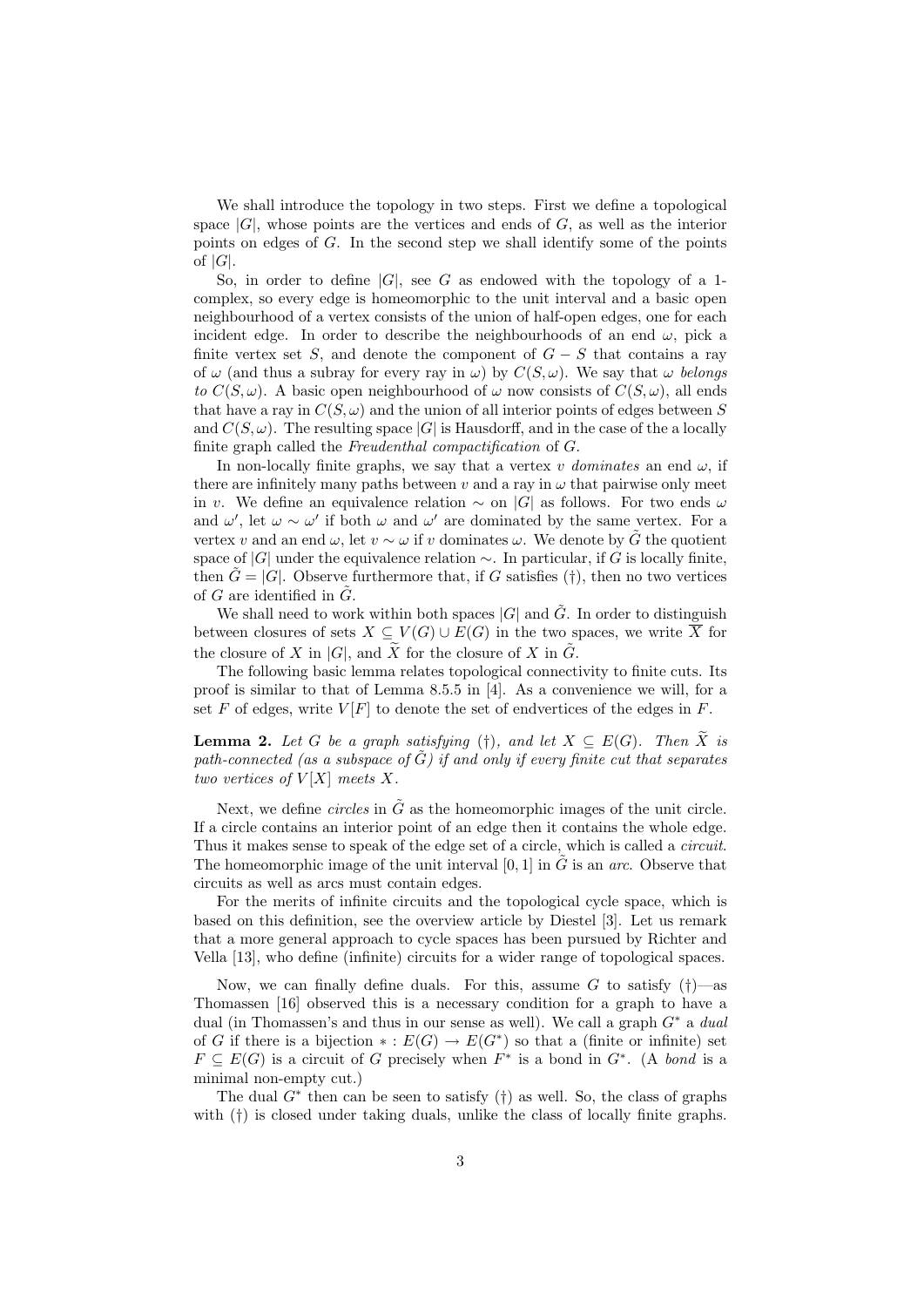We shall introduce the topology in two steps. First we define a topological space $|G|$, whose points are the vertices and ends of $G$, as well as the interior points on edges of $G$. In the second step we shall identify some of the points of $|G|$.

So, in order to define $|G|$, see $G$ as endowed with the topology of a 1-complex, so every edge is homeomorphic to the unit interval and a basic open neighbourhood of a vertex consists of the union of half-open edges, one for each incident edge. In order to describe the neighbourhoods of an end $\omega$, pick a finite vertex set $S$, and denote the component of $G - S$ that contains a ray of $\omega$ (and thus a subray for every ray in $\omega$) by $C(S, \omega)$. We say that $\omega$ *belongs to* $C(S, \omega)$. A basic open neighbourhood of $\omega$ now consists of $C(S, \omega)$, all ends that have a ray in $C(S, \omega)$ and the union of all interior points of edges between $S$ and $C(S, \omega)$. The resulting space $|G|$ is Hausdorff, and in the case of the a locally finite graph called the *Freudenthal compactification* of $G$.

In non-locally finite graphs, we say that a vertex $v$ *dominates* an end $\omega$, if there are infinitely many paths between $v$ and a ray in $\omega$ that pairwise only meet in $v$. We define an equivalence relation $\sim$ on $|G|$ as follows. For two ends $\omega$ and $\omega'$, let $\omega \sim \omega'$ if both $\omega$ and $\omega'$ are dominated by the same vertex. For a vertex $v$ and an end $\omega$, let $v \sim \omega$ if $v$ dominates $\omega$. We denote by $\tilde{G}$ the quotient space of $|G|$ under the equivalence relation $\sim$. In particular, if $G$ is locally finite, then $\tilde{G} = |G|$. Observe furthermore that, if $G$ satisfies (†), then no two vertices of $G$ are identified in $\tilde{G}$.

We shall need to work within both spaces $|G|$ and $\tilde{G}$. In order to distinguish between closures of sets $X \subseteq V(G) \cup E(G)$ in the two spaces, we write $\overline{X}$ for the closure of $X$ in $|G|$, and $\widetilde{X}$ for the closure of $X$ in $\tilde{G}$.

The following basic lemma relates topological connectivity to finite cuts. Its proof is similar to that of Lemma 8.5.5 in [4]. As a convenience we will, for a set $F$ of edges, write $V[F]$ to denote the set of endvertices of the edges in $F$.

**Lemma 2.** *Let $G$ be a graph satisfying (†), and let $X \subseteq E(G)$. Then $\widetilde{X}$ is path-connected (as a subspace of $\tilde{G}$) if and only if every finite cut that separates two vertices of $V[X]$ meets $X$.*

Next, we define *circles* in $\tilde{G}$ as the homeomorphic images of the unit circle. If a circle contains an interior point of an edge then it contains the whole edge. Thus it makes sense to speak of the edge set of a circle, which is called a *circuit*. The homeomorphic image of the unit interval $[0, 1]$ in $\tilde{G}$ is an *arc*. Observe that circuits as well as arcs must contain edges.

For the merits of infinite circuits and the topological cycle space, which is based on this definition, see the overview article by Diestel [3]. Let us remark that a more general approach to cycle spaces has been pursued by Richter and Vella [13], who define (infinite) circuits for a wider range of topological spaces.

Now, we can finally define duals. For this, assume $G$ to satisfy (†)—as Thomassen [16] observed this is a necessary condition for a graph to have a dual (in Thomassen's and thus in our sense as well). We call a graph $G^*$ a *dual* of $G$ if there is a bijection $* : E(G) \to E(G^*)$ so that a (finite or infinite) set $F \subseteq E(G)$ is a circuit of $G$ precisely when $F^*$ is a bond in $G^*$. (A *bond* is a minimal non-empty cut.)

The dual $G^*$ then can be seen to satisfy (†) as well. So, the class of graphs with (†) is closed under taking duals, unlike the class of locally finite graphs.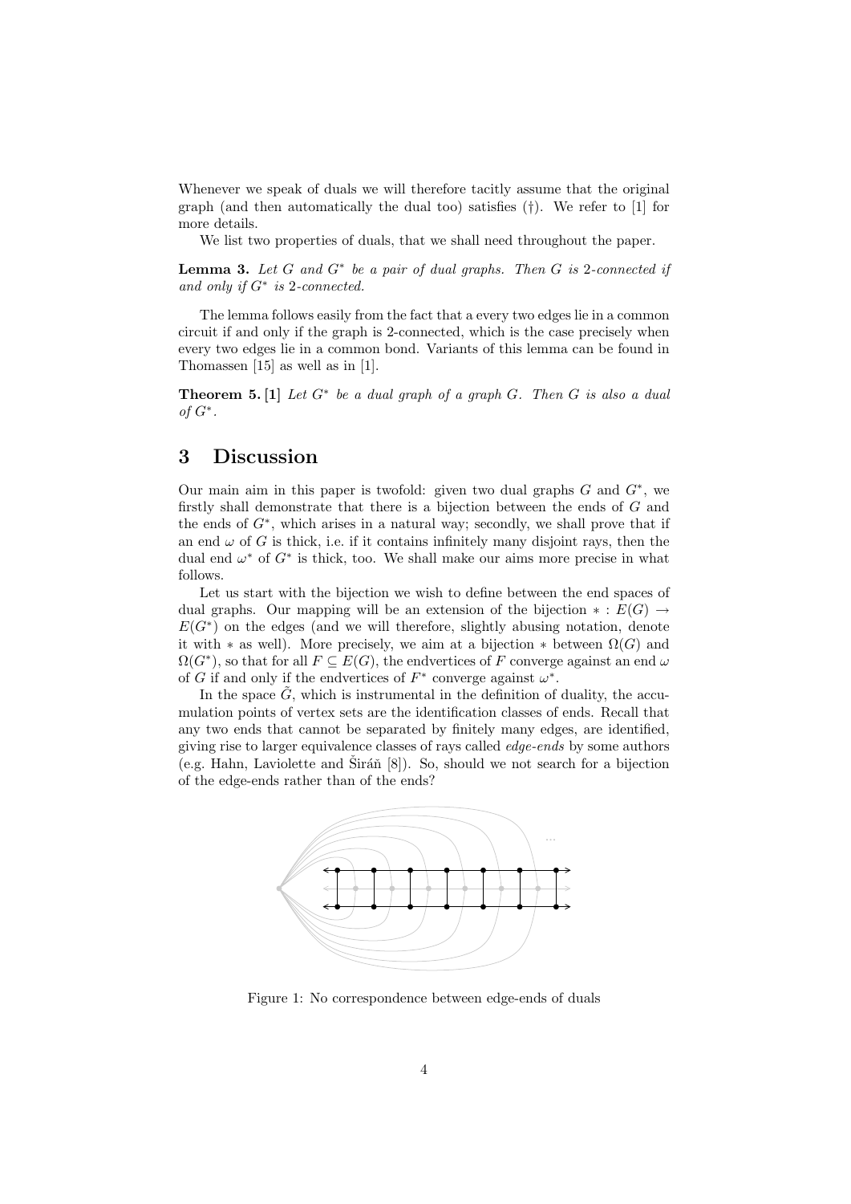Whenever we speak of duals we will therefore tacitly assume that the original graph (and then automatically the dual too) satisfies (†). We refer to [1] for more details.

We list two properties of duals, that we shall need throughout the paper.

**Lemma 3.** *Let $G$ and $G^*$ be a pair of dual graphs. Then $G$ is 2-connected if and only if $G^*$ is 2-connected.*

The lemma follows easily from the fact that a every two edges lie in a common circuit if and only if the graph is 2-connected, which is the case precisely when every two edges lie in a common bond. Variants of this lemma can be found in Thomassen [15] as well as in [1].

**Theorem 5. [1]** *Let $G^*$ be a dual graph of a graph $G$. Then $G$ is also a dual of $G^*$.*

# 3 Discussion

Our main aim in this paper is twofold: given two dual graphs $G$ and $G^*$, we firstly shall demonstrate that there is a bijection between the ends of $G$ and the ends of $G^*$, which arises in a natural way; secondly, we shall prove that if an end $\omega$ of $G$ is thick, i.e. if it contains infinitely many disjoint rays, then the dual end $\omega^*$ of $G^*$ is thick, too. We shall make our aims more precise in what follows.

Let us start with the bijection we wish to define between the end spaces of dual graphs. Our mapping will be an extension of the bijection $* : E(G) \to E(G^*)$ on the edges (and we will therefore, slightly abusing notation, denote it with $*$ as well). More precisely, we aim at a bijection $*$ between $\Omega(G)$ and $\Omega(G^*)$, so that for all $F \subseteq E(G)$, the endvertices of $F$ converge against an end $\omega$ of $G$ if and only if the endvertices of $F^*$ converge against $\omega^*$.

In the space $\tilde{G}$, which is instrumental in the definition of duality, the accumulation points of vertex sets are the identification classes of ends. Recall that any two ends that cannot be separated by finitely many edges, are identified, giving rise to larger equivalence classes of rays called *edge-ends* by some authors (e.g. Hahn, Laviolette and Širáň [8]). So, should we not search for a bijection of the edge-ends rather than of the ends?

Figure 1: No correspondence between edge-ends of duals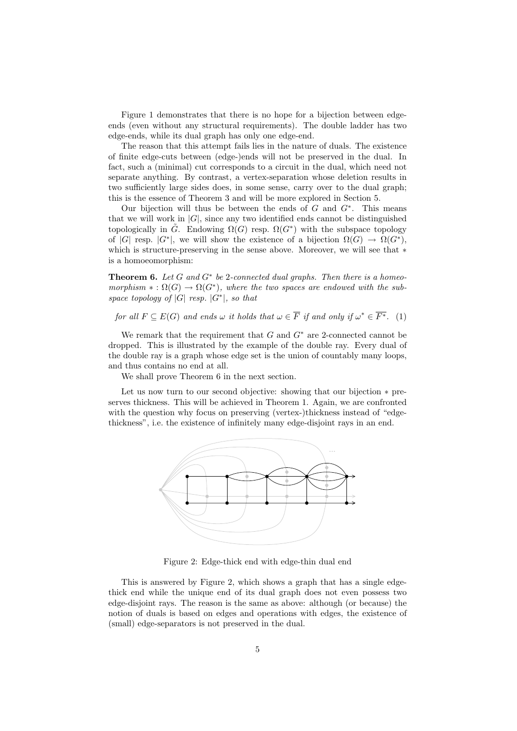Figure 1 demonstrates that there is no hope for a bijection between edge-ends (even without any structural requirements). The double ladder has two edge-ends, while its dual graph has only one edge-end.

The reason that this attempt fails lies in the nature of duals. The existence of finite edge-cuts between (edge-)ends will not be preserved in the dual. In fact, such a (minimal) cut corresponds to a circuit in the dual, which need not separate anything. By contrast, a vertex-separation whose deletion results in two sufficiently large sides does, in some sense, carry over to the dual graph; this is the essence of Theorem 3 and will be more explored in Section 5.

Our bijection will thus be between the ends of $G$ and $G^*$. This means that we will work in $|G|$, since any two identified ends cannot be distinguished topologically in $\tilde{G}$. Endowing $\Omega(G)$ resp. $\Omega(G^*)$ with the subspace topology of $|G|$ resp. $|G^*|$, we will show the existence of a bijection $\Omega(G) \to \Omega(G^*)$, which is structure-preserving in the sense above. Moreover, we will see that $*$ is a homoeomorphism:

**Theorem 6.** *Let $G$ and $G^*$ be 2-connected dual graphs. Then there is a homeomorphism $* : \Omega(G) \to \Omega(G^*)$, where the two spaces are endowed with the subspace topology of $|G|$ resp. $|G^*|$, so that*

$$\text{for all } F \subseteq E(G) \text{ and ends } \omega \text{ it holds that } \omega \in \overline{F} \text{ if and only if } \omega^* \in \overline{F^*}. \quad (1)$$

We remark that the requirement that $G$ and $G^*$ are 2-connected cannot be dropped. This is illustrated by the example of the double ray. Every dual of the double ray is a graph whose edge set is the union of countably many loops, and thus contains no end at all.

We shall prove Theorem 6 in the next section.

Let us now turn to our second objective: showing that our bijection $*$ preserves thickness. This will be achieved in Theorem 1. Again, we are confronted with the question why focus on preserving (vertex-)thickness instead of "edge-thickness", i.e. the existence of infinitely many edge-disjoint rays in an end.

Figure 2: Edge-thick end with edge-thin dual end

This is answered by Figure 2, which shows a graph that has a single edge-thick end while the unique end of its dual graph does not even possess two edge-disjoint rays. The reason is the same as above: although (or because) the notion of duals is based on edges and operations with edges, the existence of (small) edge-separators is not preserved in the dual.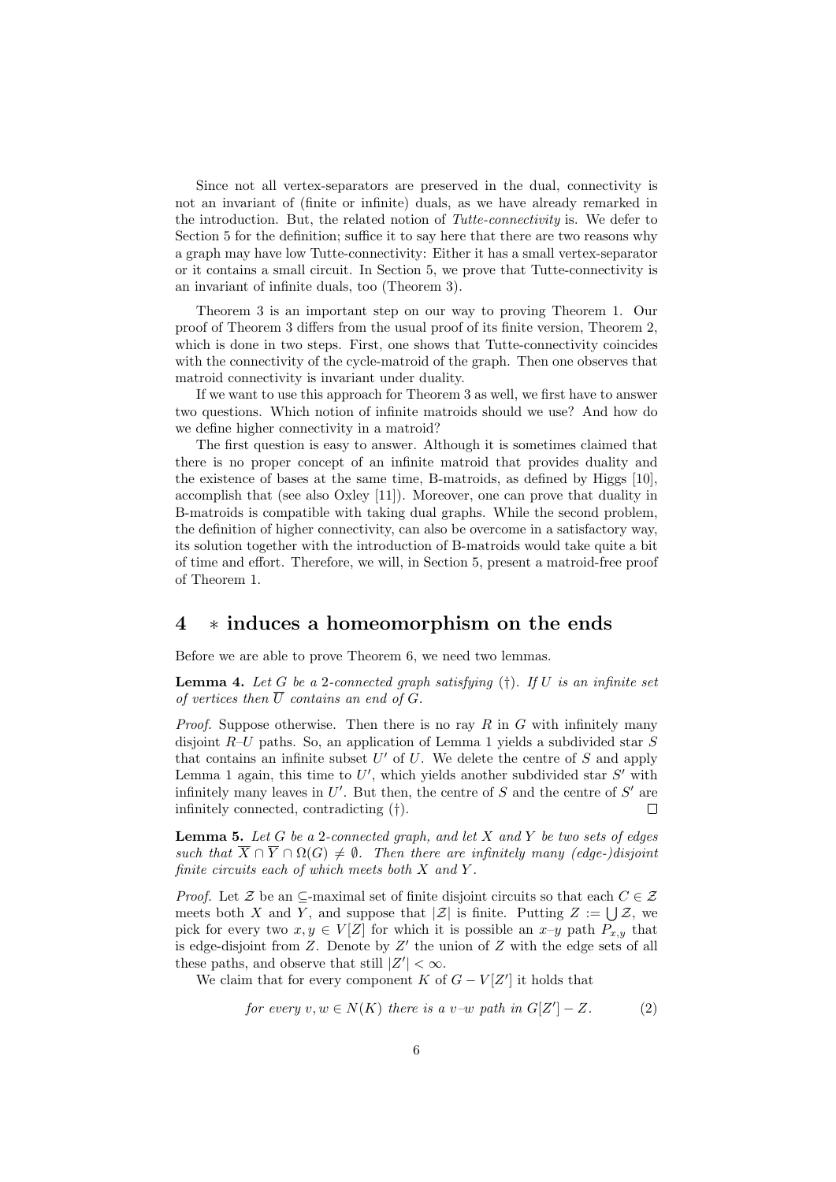Since not all vertex-separators are preserved in the dual, connectivity is not an invariant of (finite or infinite) duals, as we have already remarked in the introduction. But, the related notion of *Tutte-connectivity* is. We defer to Section 5 for the definition; suffice it to say here that there are two reasons why a graph may have low Tutte-connectivity: Either it has a small vertex-separator or it contains a small circuit. In Section 5, we prove that Tutte-connectivity is an invariant of infinite duals, too (Theorem 3).

Theorem 3 is an important step on our way to proving Theorem 1. Our proof of Theorem 3 differs from the usual proof of its finite version, Theorem 2, which is done in two steps. First, one shows that Tutte-connectivity coincides with the connectivity of the cycle-matroid of the graph. Then one observes that matroid connectivity is invariant under duality.

If we want to use this approach for Theorem 3 as well, we first have to answer two questions. Which notion of infinite matroids should we use? And how do we define higher connectivity in a matroid?

The first question is easy to answer. Although it is sometimes claimed that there is no proper concept of an infinite matroid that provides duality and the existence of bases at the same time, B-matroids, as defined by Higgs [10], accomplish that (see also Oxley [11]). Moreover, one can prove that duality in B-matroids is compatible with taking dual graphs. While the second problem, the definition of higher connectivity, can also be overcome in a satisfactory way, its solution together with the introduction of B-matroids would take quite a bit of time and effort. Therefore, we will, in Section 5, present a matroid-free proof of Theorem 1.

## 4 $*$ induces a homeomorphism on the ends

Before we are able to prove Theorem 6, we need two lemmas.

**Lemma 4.** *Let $G$ be a 2-connected graph satisfying (†). If $U$ is an infinite set of vertices then $\overline{U}$ contains an end of $G$.*

*Proof.* Suppose otherwise. Then there is no ray $R$ in $G$ with infinitely many disjoint $R$–$U$ paths. So, an application of Lemma 1 yields a subdivided star $S$ that contains an infinite subset $U'$ of $U$. We delete the centre of $S$ and apply Lemma 1 again, this time to $U'$, which yields another subdivided star $S'$ with infinitely many leaves in $U'$. But then, the centre of $S$ and the centre of $S'$ are infinitely connected, contradicting (†). $\square$

**Lemma 5.** *Let $G$ be a 2-connected graph, and let $X$ and $Y$ be two sets of edges such that $\overline{X} \cap \overline{Y} \cap \Omega(G) \neq \emptyset$. Then there are infinitely many (edge-)disjoint finite circuits each of which meets both $X$ and $Y$.*

*Proof.* Let $\mathcal{Z}$ be an $\subseteq$-maximal set of finite disjoint circuits so that each $C \in \mathcal{Z}$ meets both $X$ and $Y$, and suppose that $|\mathcal{Z}|$ is finite. Putting $Z := \bigcup \mathcal{Z}$, we pick for every two $x, y \in V[Z]$ for which it is possible an $x$–$y$ path $P_{x,y}$ that is edge-disjoint from $Z$. Denote by $Z'$ the union of $Z$ with the edge sets of all these paths, and observe that still $|Z'| < \infty$.

We claim that for every component $K$ of $G - V[Z']$ it holds that

$$\text{for every } v, w \in N(K) \text{ there is a } v\text{–}w \text{ path in } G[Z'] - Z. \tag{2}$$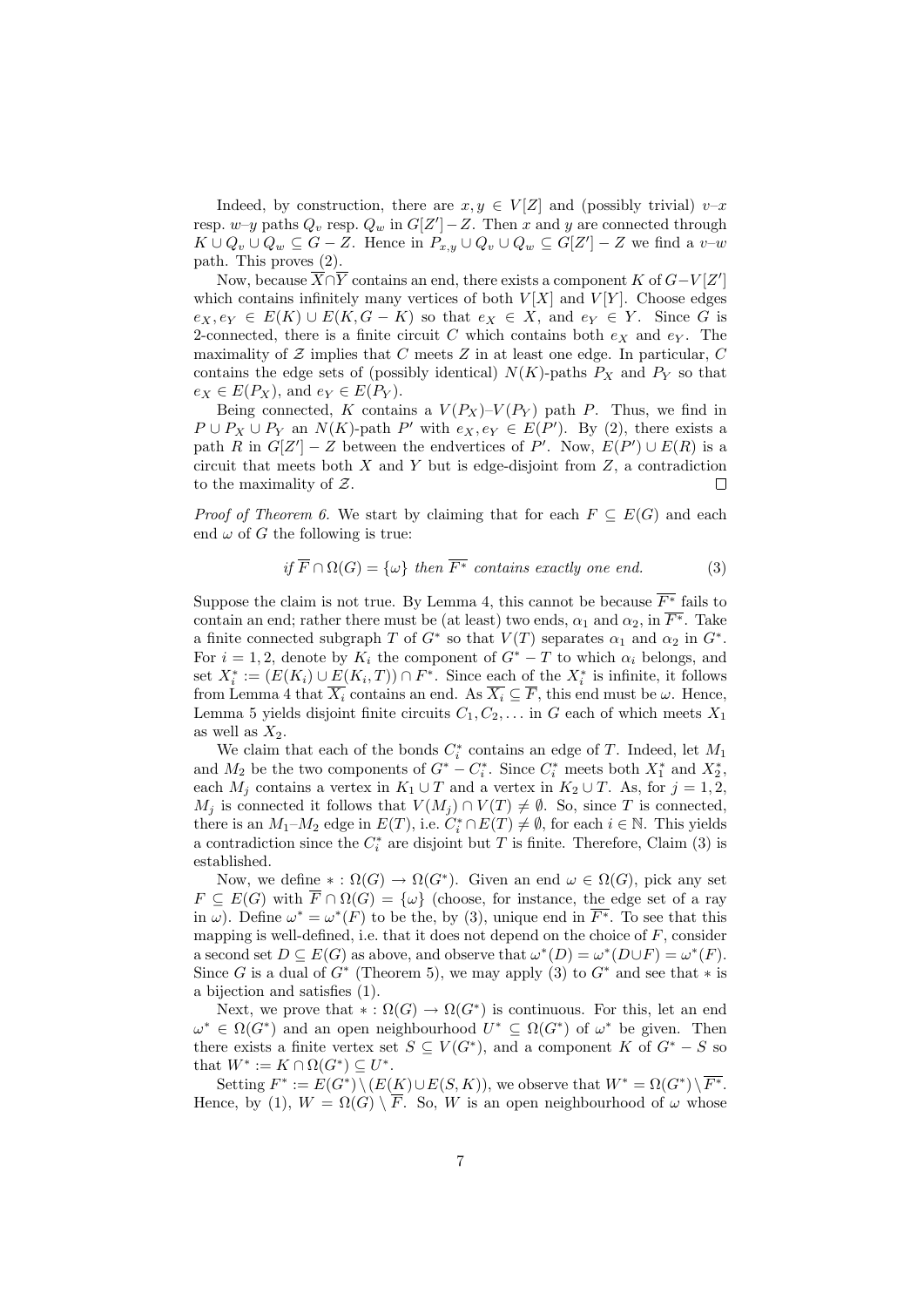Indeed, by construction, there are $x, y \in V[Z]$ and (possibly trivial) $v$–$x$ resp. $w$–$y$ paths $Q_v$ resp. $Q_w$ in $G[Z'] - Z$. Then $x$ and $y$ are connected through $K \cup Q_v \cup Q_w \subseteq G - Z$. Hence in $P_{x,y} \cup Q_v \cup Q_w \subseteq G[Z'] - Z$ we find a $v$–$w$ path. This proves (2).

Now, because $\overline{X} \cap \overline{Y}$ contains an end, there exists a component $K$ of $G - V[Z']$ which contains infinitely many vertices of both $V[X]$ and $V[Y]$. Choose edges $e_X, e_Y \in E(K) \cup E(K, G - K)$ so that $e_X \in X$, and $e_Y \in Y$. Since $G$ is 2-connected, there is a finite circuit $C$ which contains both $e_X$ and $e_Y$. The maximality of $\mathcal{Z}$ implies that $C$ meets $Z$ in at least one edge. In particular, $C$ contains the edge sets of (possibly identical) $N(K)$-paths $P_X$ and $P_Y$ so that $e_X \in E(P_X)$, and $e_Y \in E(P_Y)$.

Being connected, $K$ contains a $V(P_X)$–$V(P_Y)$ path $P$. Thus, we find in $P \cup P_X \cup P_Y$ an $N(K)$-path $P'$ with $e_X, e_Y \in E(P')$. By (2), there exists a path $R$ in $G[Z'] - Z$ between the endvertices of $P'$. Now, $E(P') \cup E(R)$ is a circuit that meets both $X$ and $Y$ but is edge-disjoint from $Z$, a contradiction to the maximality of $\mathcal{Z}$. $\square$

*Proof of Theorem 6.* We start by claiming that for each $F \subseteq E(G)$ and each end $\omega$ of $G$ the following is true:

$$\textit{if } \overline{F} \cap \Omega(G) = \{\omega\} \textit{ then } \overline{F^*} \textit{ contains exactly one end.} \tag{3}$$

Suppose the claim is not true. By Lemma 4, this cannot be because $\overline{F^*}$ fails to contain an end; rather there must be (at least) two ends, $\alpha_1$ and $\alpha_2$, in $\overline{F^*}$. Take a finite connected subgraph $T$ of $G^*$ so that $V(T)$ separates $\alpha_1$ and $\alpha_2$ in $G^*$. For $i = 1, 2$, denote by $K_i$ the component of $G^* - T$ to which $\alpha_i$ belongs, and set $X_i^* := (E(K_i) \cup E(K_i, T)) \cap F^*$. Since each of the $X_i^*$ is infinite, it follows from Lemma 4 that $\overline{X_i}$ contains an end. As $\overline{X_i} \subseteq \overline{F}$, this end must be $\omega$. Hence, Lemma 5 yields disjoint finite circuits $C_1, C_2, \ldots$ in $G$ each of which meets $X_1$ as well as $X_2$.

We claim that each of the bonds $C_i^*$ contains an edge of $T$. Indeed, let $M_1$ and $M_2$ be the two components of $G^* - C_i^*$. Since $C_i^*$ meets both $X_1^*$ and $X_2^*$, each $M_j$ contains a vertex in $K_1 \cup T$ and a vertex in $K_2 \cup T$. As, for $j = 1, 2$, $M_j$ is connected it follows that $V(M_j) \cap V(T) \neq \emptyset$. So, since $T$ is connected, there is an $M_1$–$M_2$ edge in $E(T)$, i.e. $C_i^* \cap E(T) \neq \emptyset$, for each $i \in \mathbb{N}$. This yields a contradiction since the $C_i^*$ are disjoint but $T$ is finite. Therefore, Claim (3) is established.

Now, we define $* : \Omega(G) \to \Omega(G^*)$. Given an end $\omega \in \Omega(G)$, pick any set $F \subseteq E(G)$ with $\overline{F} \cap \Omega(G) = \{\omega\}$ (choose, for instance, the edge set of a ray in $\omega$). Define $\omega^* = \omega^*(F)$ to be the, by (3), unique end in $\overline{F^*}$. To see that this mapping is well-defined, i.e. that it does not depend on the choice of $F$, consider a second set $D \subseteq E(G)$ as above, and observe that $\omega^*(D) = \omega^*(D \cup F) = \omega^*(F)$. Since $G$ is a dual of $G^*$ (Theorem 5), we may apply (3) to $G^*$ and see that $*$ is a bijection and satisfies (1).

Next, we prove that $* : \Omega(G) \to \Omega(G^*)$ is continuous. For this, let an end $\omega^* \in \Omega(G^*)$ and an open neighbourhood $U^* \subseteq \Omega(G^*)$ of $\omega^*$ be given. Then there exists a finite vertex set $S \subseteq V(G^*)$, and a component $K$ of $G^* - S$ so that $W^* := K \cap \Omega(G^*) \subseteq U^*$.

Setting $F^* := E(G^*) \setminus (E(K) \cup E(S, K))$, we observe that $W^* = \Omega(G^*) \setminus \overline{F^*}$. Hence, by (1), $W = \Omega(G) \setminus \overline{F}$. So, $W$ is an open neighbourhood of $\omega$ whose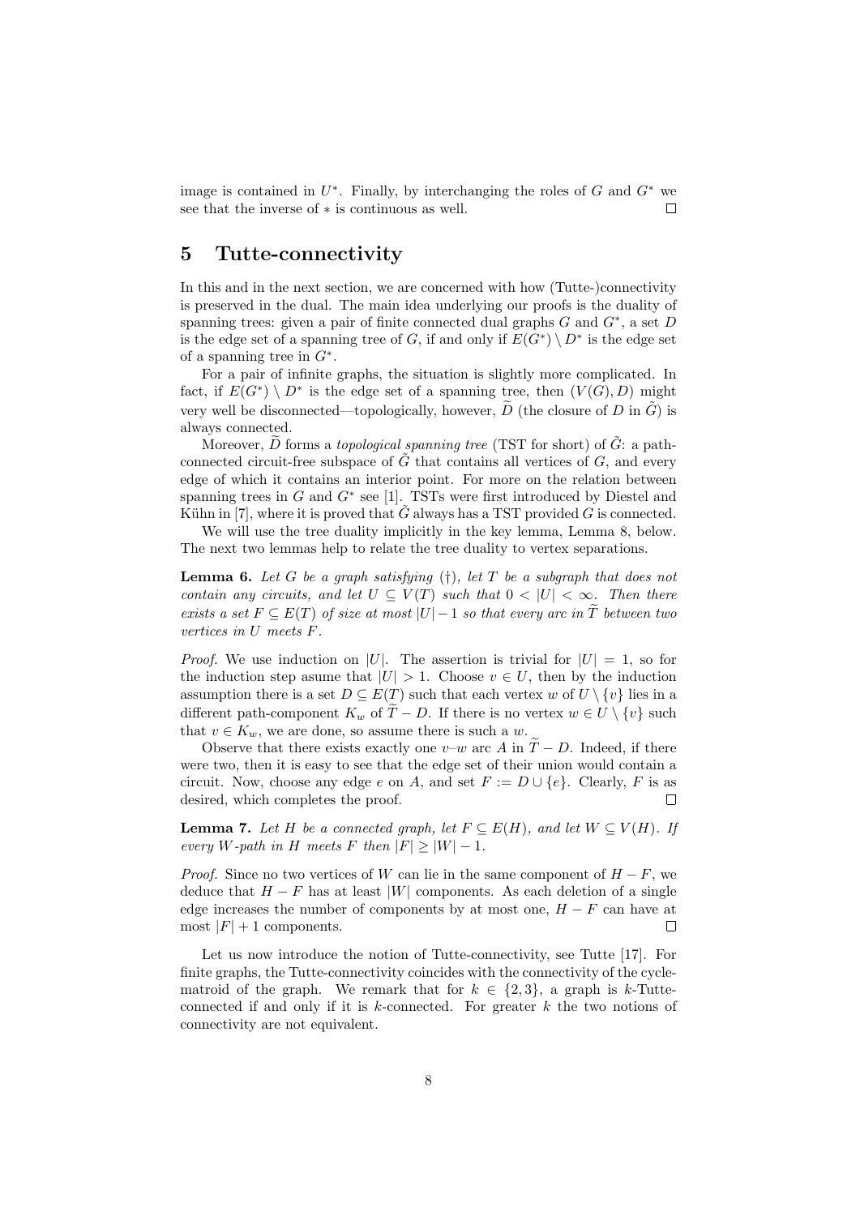image is contained in $U^*$. Finally, by interchanging the roles of $G$ and $G^*$ we see that the inverse of $*$ is continuous as well. $\square$

## 5 Tutte-connectivity

In this and in the next section, we are concerned with how (Tutte-)connectivity is preserved in the dual. The main idea underlying our proofs is the duality of spanning trees: given a pair of finite connected dual graphs $G$ and $G^*$, a set $D$ is the edge set of a spanning tree of $G$, if and only if $E(G^*) \setminus D^*$ is the edge set of a spanning tree in $G^*$.

For a pair of infinite graphs, the situation is slightly more complicated. In fact, if $E(G^*) \setminus D^*$ is the edge set of a spanning tree, then $(V(G), D)$ might very well be disconnected—topologically, however, $\widetilde{D}$ (the closure of $D$ in $\tilde{G}$) is always connected.

Moreover, $\widetilde{D}$ forms a *topological spanning tree* (TST for short) of $\tilde{G}$: a path-connected circuit-free subspace of $\tilde{G}$ that contains all vertices of $G$, and every edge of which it contains an interior point. For more on the relation between spanning trees in $G$ and $G^*$ see [1]. TSTs were first introduced by Diestel and Kühn in [7], where it is proved that $\tilde{G}$ always has a TST provided $G$ is connected.

We will use the tree duality implicitly in the key lemma, Lemma 8, below. The next two lemmas help to relate the tree duality to vertex separations.

**Lemma 6.** *Let $G$ be a graph satisfying (†), let $T$ be a subgraph that does not contain any circuits, and let $U \subseteq V(T)$ such that $0 < |U| < \infty$. Then there exists a set $F \subseteq E(T)$ of size at most $|U|-1$ so that every arc in $\widetilde{T}$ between two vertices in $U$ meets $F$.*

*Proof.* We use induction on $|U|$. The assertion is trivial for $|U| = 1$, so for the induction step asume that $|U| > 1$. Choose $v \in U$, then by the induction assumption there is a set $D \subseteq E(T)$ such that each vertex $w$ of $U \setminus \{v\}$ lies in a different path-component $K_w$ of $\widetilde{T} - D$. If there is no vertex $w \in U \setminus \{v\}$ such that $v \in K_w$, we are done, so assume there is such a $w$.

Observe that there exists exactly one $v$–$w$ arc $A$ in $\widetilde{T} - D$. Indeed, if there were two, then it is easy to see that the edge set of their union would contain a circuit. Now, choose any edge $e$ on $A$, and set $F := D \cup \{e\}$. Clearly, $F$ is as desired, which completes the proof. $\square$

**Lemma 7.** *Let $H$ be a connected graph, let $F \subseteq E(H)$, and let $W \subseteq V(H)$. If every $W$-path in $H$ meets $F$ then $|F| \geq |W| - 1$.*

*Proof.* Since no two vertices of $W$ can lie in the same component of $H - F$, we deduce that $H - F$ has at least $|W|$ components. As each deletion of a single edge increases the number of components by at most one, $H - F$ can have at most $|F| + 1$ components. $\square$

Let us now introduce the notion of Tutte-connectivity, see Tutte [17]. For finite graphs, the Tutte-connectivity coincides with the connectivity of the cycle-matroid of the graph. We remark that for $k \in \{2, 3\}$, a graph is $k$-Tutte-connected if and only if it is $k$-connected. For greater $k$ the two notions of connectivity are not equivalent.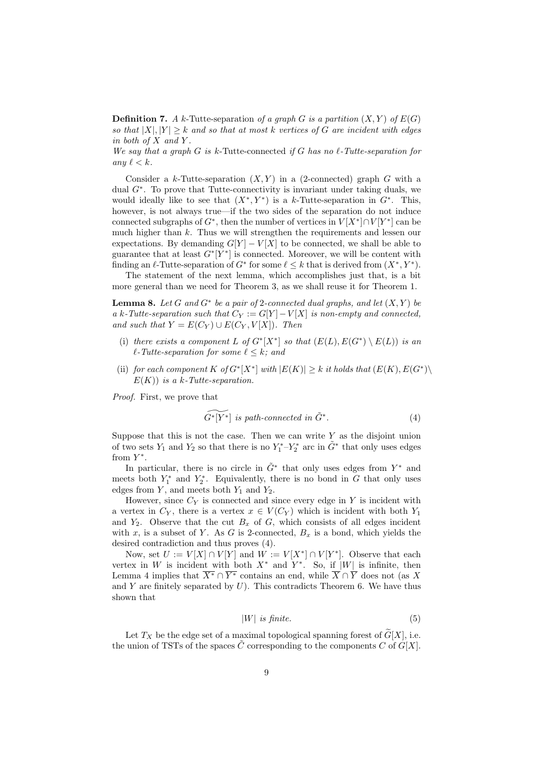**Definition 7.** *A* $k$-Tutte-separation *of a graph* $G$ *is a partition* $(X, Y)$ *of* $E(G)$ *so that* $|X|, |Y| \geq k$ *and so that at most* $k$ *vertices of* $G$ *are incident with edges in both of* $X$ *and* $Y$.
*We say that a graph* $G$ *is* $k$-Tutte-connected *if* $G$ *has no* $\ell$*-Tutte-separation for any* $\ell < k$.

Consider a $k$-Tutte-separation $(X, Y)$ in a (2-connected) graph $G$ with a dual $G^*$. To prove that Tutte-connectivity is invariant under taking duals, we would ideally like to see that $(X^*, Y^*)$ is a $k$-Tutte-separation in $G^*$. This, however, is not always true—if the two sides of the separation do not induce connected subgraphs of $G^*$, then the number of vertices in $V[X^*] \cap V[Y^*]$ can be much higher than $k$. Thus we will strengthen the requirements and lessen our expectations. By demanding $G[Y] - V[X]$ to be connected, we shall be able to guarantee that at least $G^*[Y^*]$ is connected. Moreover, we will be content with finding an $\ell$-Tutte-separation of $G^*$ for some $\ell \leq k$ that is derived from $(X^*, Y^*)$.

The statement of the next lemma, which accomplishes just that, is a bit more general than we need for Theorem 3, as we shall reuse it for Theorem 1.

**Lemma 8.** *Let* $G$ *and* $G^*$ *be a pair of 2-connected dual graphs, and let* $(X, Y)$ *be a* $k$*-Tutte-separation such that* $C_Y := G[Y] - V[X]$ *is non-empty and connected, and such that* $Y = E(C_Y) \cup E(C_Y, V[X])$*. Then*

(i) *there exists a component* $L$ *of* $G^*[X^*]$ *so that* $(E(L), E(G^*) \setminus E(L))$ *is an* $\ell$*-Tutte-separation for some* $\ell \leq k$*; and*

(ii) *for each component* $K$ *of* $G^*[X^*]$ *with* $|E(K)| \geq k$ *it holds that* $(E(K), E(G^*) \setminus E(K))$ *is a* $k$*-Tutte-separation.*

*Proof.* First, we prove that

$$\widetilde{G^*[Y^*]} \text{ is path-connected in } \tilde{G}^*. \tag{4}$$

Suppose that this is not the case. Then we can write $Y$ as the disjoint union of two sets $Y_1$ and $Y_2$ so that there is no $Y_1^*$–$Y_2^*$ arc in $\tilde{G}^*$ that only uses edges from $Y^*$.

In particular, there is no circle in $\tilde{G}^*$ that only uses edges from $Y^*$ and meets both $Y_1^*$ and $Y_2^*$. Equivalently, there is no bond in $G$ that only uses edges from $Y$, and meets both $Y_1$ and $Y_2$.

However, since $C_Y$ is connected and since every edge in $Y$ is incident with a vertex in $C_Y$, there is a vertex $x \in V(C_Y)$ which is incident with both $Y_1$ and $Y_2$. Observe that the cut $B_x$ of $G$, which consists of all edges incident with $x$, is a subset of $Y$. As $G$ is 2-connected, $B_x$ is a bond, which yields the desired contradiction and thus proves (4).

Now, set $U := V[X] \cap V[Y]$ and $W := V[X^*] \cap V[Y^*]$. Observe that each vertex in $W$ is incident with both $X^*$ and $Y^*$. So, if $|W|$ is infinite, then Lemma 4 implies that $\overline{X^*} \cap \overline{Y^*}$ contains an end, while $\overline{X} \cap \overline{Y}$ does not (as $X$ and $Y$ are finitely separated by $U$). This contradicts Theorem 6. We have thus shown that

$$|W| \text{ is finite.} \tag{5}$$

Let $T_X$ be the edge set of a maximal topological spanning forest of $\widetilde{G}[X]$, i.e. the union of TSTs of the spaces $\tilde{C}$ corresponding to the components $C$ of $G[X]$.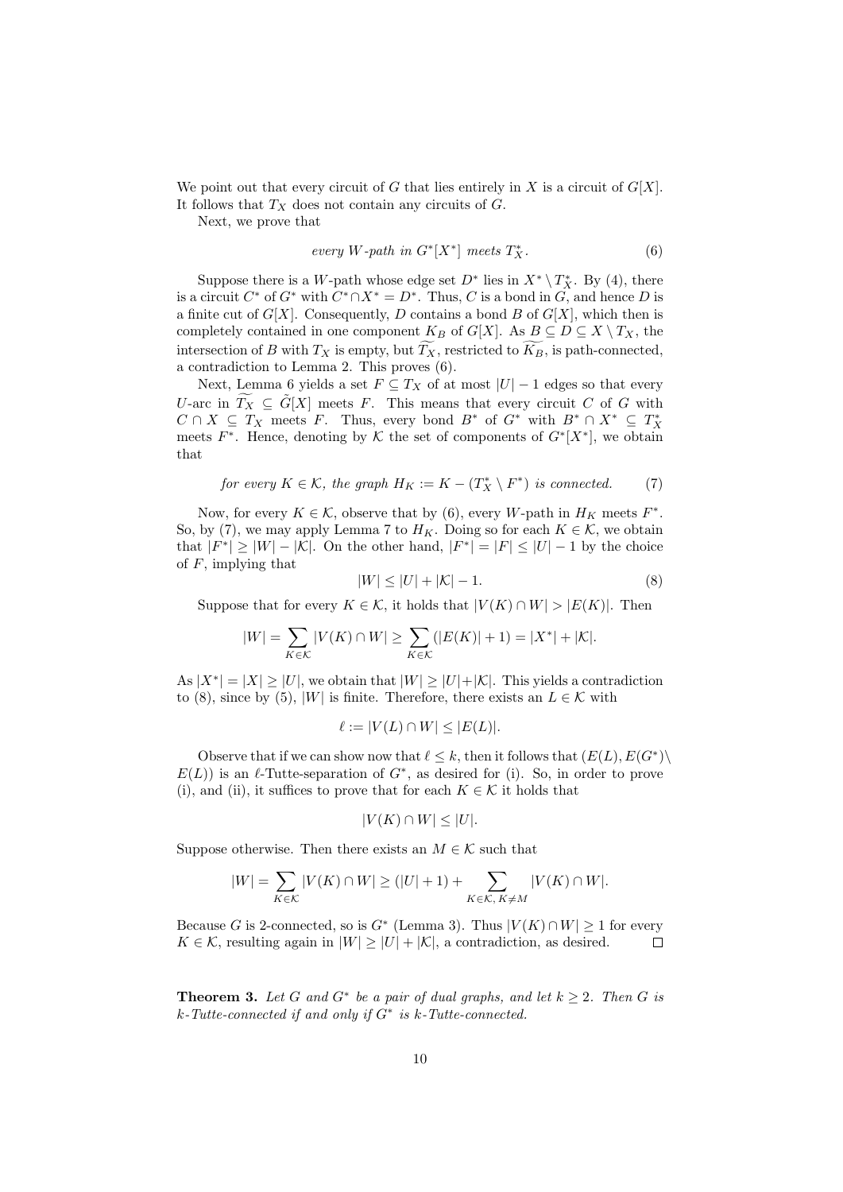We point out that every circuit of $G$ that lies entirely in $X$ is a circuit of $G[X]$. It follows that $T_X$ does not contain any circuits of $G$.

Next, we prove that

$$\textit{every } W\textit{-path in } G^*[X^*] \textit{ meets } T_X^*. \tag{6}$$

Suppose there is a $W$-path whose edge set $D^*$ lies in $X^* \setminus T_X^*$. By (4), there is a circuit $C^*$ of $G^*$ with $C^* \cap X^* = D^*$. Thus, $C$ is a bond in $G$, and hence $D$ is a finite cut of $G[X]$. Consequently, $D$ contains a bond $B$ of $G[X]$, which then is completely contained in one component $K_B$ of $G[X]$. As $B \subseteq D \subseteq X \setminus T_X$, the intersection of $B$ with $T_X$ is empty, but $\widetilde{T_X}$, restricted to $\widetilde{K_B}$, is path-connected, a contradiction to Lemma 2. This proves (6).

Next, Lemma 6 yields a set $F \subseteq T_X$ of at most $|U| - 1$ edges so that every $U$-arc in $\widetilde{T_X} \subseteq \tilde{G}[X]$ meets $F$. This means that every circuit $C$ of $G$ with $C \cap X \subseteq T_X$ meets $F$. Thus, every bond $B^*$ of $G^*$ with $B^* \cap X^* \subseteq T_X^*$ meets $F^*$. Hence, denoting by $\mathcal{K}$ the set of components of $G^*[X^*]$, we obtain that

$$\textit{for every } K \in \mathcal{K}, \textit{ the graph } H_K := K - (T_X^* \setminus F^*) \textit{ is connected.} \tag{7}$$

Now, for every $K \in \mathcal{K}$, observe that by (6), every $W$-path in $H_K$ meets $F^*$. So, by (7), we may apply Lemma 7 to $H_K$. Doing so for each $K \in \mathcal{K}$, we obtain that $|F^*| \geq |W| - |\mathcal{K}|$. On the other hand, $|F^*| = |F| \leq |U| - 1$ by the choice of $F$, implying that

$$|W| \leq |U| + |\mathcal{K}| - 1. \tag{8}$$

Suppose that for every $K \in \mathcal{K}$, it holds that $|V(K) \cap W| > |E(K)|$. Then

$$|W| = \sum_{K \in \mathcal{K}} |V(K) \cap W| \geq \sum_{K \in \mathcal{K}} (|E(K)| + 1) = |X^*| + |\mathcal{K}|.$$

As $|X^*| = |X| \geq |U|$, we obtain that $|W| \geq |U| + |\mathcal{K}|$. This yields a contradiction to (8), since by (5), $|W|$ is finite. Therefore, there exists an $L \in \mathcal{K}$ with

$$\ell := |V(L) \cap W| \leq |E(L)|.$$

Observe that if we can show now that $\ell \leq k$, then it follows that $(E(L), E(G^*) \setminus E(L))$ is an $\ell$-Tutte-separation of $G^*$, as desired for (i). So, in order to prove (i), and (ii), it suffices to prove that for each $K \in \mathcal{K}$ it holds that

$$|V(K) \cap W| \leq |U|.$$

Suppose otherwise. Then there exists an $M \in \mathcal{K}$ such that

$$|W| = \sum_{K \in \mathcal{K}} |V(K) \cap W| \geq (|U| + 1) + \sum_{K \in \mathcal{K},\, K \neq M} |V(K) \cap W|.$$

Because $G$ is 2-connected, so is $G^*$ (Lemma 3). Thus $|V(K) \cap W| \geq 1$ for every $K \in \mathcal{K}$, resulting again in $|W| \geq |U| + |\mathcal{K}|$, a contradiction, as desired. $\square$

**Theorem 3.** *Let $G$ and $G^*$ be a pair of dual graphs, and let $k \geq 2$. Then $G$ is $k$-Tutte-connected if and only if $G^*$ is $k$-Tutte-connected.*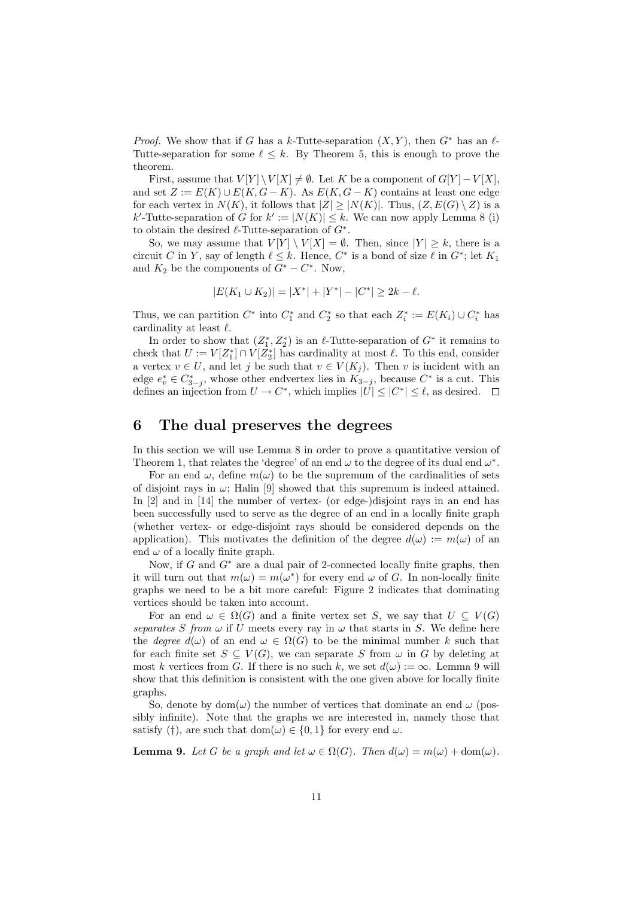*Proof.* We show that if $G$ has a $k$-Tutte-separation $(X, Y)$, then $G^*$ has an $\ell$-Tutte-separation for some $\ell \leq k$. By Theorem 5, this is enough to prove the theorem.

First, assume that $V[Y] \setminus V[X] \neq \emptyset$. Let $K$ be a component of $G[Y] - V[X]$, and set $Z := E(K) \cup E(K, G-K)$. As $E(K, G-K)$ contains at least one edge for each vertex in $N(K)$, it follows that $|Z| \geq |N(K)|$. Thus, $(Z, E(G) \setminus Z)$ is a $k'$-Tutte-separation of $G$ for $k' := |N(K)| \leq k$. We can now apply Lemma 8 (i) to obtain the desired $\ell$-Tutte-separation of $G^*$.

So, we may assume that $V[Y] \setminus V[X] = \emptyset$. Then, since $|Y| \geq k$, there is a circuit $C$ in $Y$, say of length $\ell \leq k$. Hence, $C^*$ is a bond of size $\ell$ in $G^*$; let $K_1$ and $K_2$ be the components of $G^* - C^*$. Now,

$$|E(K_1 \cup K_2)| = |X^*| + |Y^*| - |C^*| \geq 2k - \ell.$$

Thus, we can partition $C^*$ into $C_1^*$ and $C_2^*$ so that each $Z_i^* := E(K_i) \cup C_i^*$ has cardinality at least $\ell$.

In order to show that $(Z_1^*, Z_2^*)$ is an $\ell$-Tutte-separation of $G^*$ it remains to check that $U := V[Z_1^*] \cap V[Z_2^*]$ has cardinality at most $\ell$. To this end, consider a vertex $v \in U$, and let $j$ be such that $v \in V(K_j)$. Then $v$ is incident with an edge $e_v^* \in C_{3-j}^*$, whose other endvertex lies in $K_{3-j}$, because $C^*$ is a cut. This defines an injection from $U \to C^*$, which implies $|U| \leq |C^*| \leq \ell$, as desired. $\square$

## 6 The dual preserves the degrees

In this section we will use Lemma 8 in order to prove a quantitative version of Theorem 1, that relates the 'degree' of an end $\omega$ to the degree of its dual end $\omega^*$.

For an end $\omega$, define $m(\omega)$ to be the supremum of the cardinalities of sets of disjoint rays in $\omega$; Halin [9] showed that this supremum is indeed attained. In [2] and in [14] the number of vertex- (or edge-)disjoint rays in an end has been successfully used to serve as the degree of an end in a locally finite graph (whether vertex- or edge-disjoint rays should be considered depends on the application). This motivates the definition of the degree $d(\omega) := m(\omega)$ of an end $\omega$ of a locally finite graph.

Now, if $G$ and $G^*$ are a dual pair of 2-connected locally finite graphs, then it will turn out that $m(\omega) = m(\omega^*)$ for every end $\omega$ of $G$. In non-locally finite graphs we need to be a bit more careful: Figure 2 indicates that dominating vertices should be taken into account.

For an end $\omega \in \Omega(G)$ and a finite vertex set $S$, we say that $U \subseteq V(G)$ *separates $S$ from $\omega$* if $U$ meets every ray in $\omega$ that starts in $S$. We define here the *degree* $d(\omega)$ of an end $\omega \in \Omega(G)$ to be the minimal number $k$ such that for each finite set $S \subseteq V(G)$, we can separate $S$ from $\omega$ in $G$ by deleting at most $k$ vertices from $G$. If there is no such $k$, we set $d(\omega) := \infty$. Lemma 9 will show that this definition is consistent with the one given above for locally finite graphs.

So, denote by $\mathrm{dom}(\omega)$ the number of vertices that dominate an end $\omega$ (possibly infinite). Note that the graphs we are interested in, namely those that satisfy (†), are such that $\mathrm{dom}(\omega) \in \{0, 1\}$ for every end $\omega$.

**Lemma 9.** *Let $G$ be a graph and let $\omega \in \Omega(G)$. Then $d(\omega) = m(\omega) + \mathrm{dom}(\omega)$.*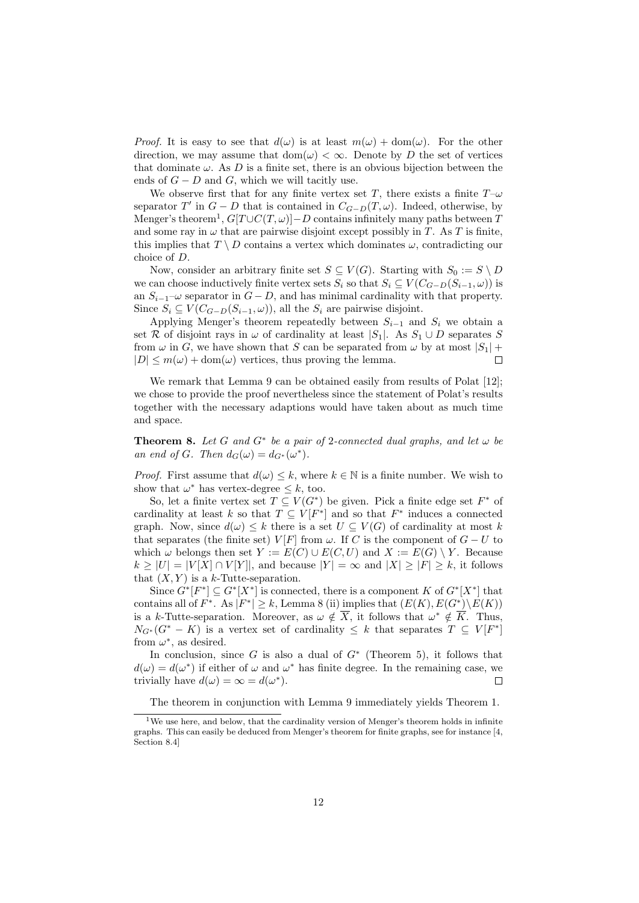*Proof.* It is easy to see that $d(\omega)$ is at least $m(\omega) + \mathrm{dom}(\omega)$. For the other direction, we may assume that $\mathrm{dom}(\omega) < \infty$. Denote by $D$ the set of vertices that dominate $\omega$. As $D$ is a finite set, there is an obvious bijection between the ends of $G - D$ and $G$, which we will tacitly use.

We observe first that for any finite vertex set $T$, there exists a finite $T$–$\omega$ separator $T'$ in $G - D$ that is contained in $C_{G-D}(T, \omega)$. Indeed, otherwise, by Menger's theorem[1], $G[T \cup C(T, \omega)] - D$ contains infinitely many paths between $T$ and some ray in $\omega$ that are pairwise disjoint except possibly in $T$. As $T$ is finite, this implies that $T \setminus D$ contains a vertex which dominates $\omega$, contradicting our choice of $D$.

Now, consider an arbitrary finite set $S \subseteq V(G)$. Starting with $S_0 := S \setminus D$ we can choose inductively finite vertex sets $S_i$ so that $S_i \subseteq V(C_{G-D}(S_{i-1}, \omega))$ is an $S_{i-1}$–$\omega$ separator in $G - D$, and has minimal cardinality with that property. Since $S_i \subseteq V(C_{G-D}(S_{i-1}, \omega))$, all the $S_i$ are pairwise disjoint.

Applying Menger's theorem repeatedly between $S_{i-1}$ and $S_i$ we obtain a set $\mathcal{R}$ of disjoint rays in $\omega$ of cardinality at least $|S_1|$. As $S_1 \cup D$ separates $S$ from $\omega$ in $G$, we have shown that $S$ can be separated from $\omega$ by at most $|S_1| + |D| \leq m(\omega) + \mathrm{dom}(\omega)$ vertices, thus proving the lemma. $\square$

We remark that Lemma 9 can be obtained easily from results of Polat [12]; we chose to provide the proof nevertheless since the statement of Polat's results together with the necessary adaptions would have taken about as much time and space.

**Theorem 8.** *Let $G$ and $G^*$ be a pair of 2-connected dual graphs, and let $\omega$ be an end of $G$. Then $d_G(\omega) = d_{G^*}(\omega^*)$.*

*Proof.* First assume that $d(\omega) \leq k$, where $k \in \mathbb{N}$ is a finite number. We wish to show that $\omega^*$ has vertex-degree $\leq k$, too.

So, let a finite vertex set $T \subseteq V(G^*)$ be given. Pick a finite edge set $F^*$ of cardinality at least $k$ so that $T \subseteq V[F^*]$ and so that $F^*$ induces a connected graph. Now, since $d(\omega) \leq k$ there is a set $U \subseteq V(G)$ of cardinality at most $k$ that separates (the finite set) $V[F]$ from $\omega$. If $C$ is the component of $G - U$ to which $\omega$ belongs then set $Y := E(C) \cup E(C, U)$ and $X := E(G) \setminus Y$. Because $k \geq |U| = |V[X] \cap V[Y]|$, and because $|Y| = \infty$ and $|X| \geq |F| \geq k$, it follows that $(X, Y)$ is a $k$-Tutte-separation.

Since $G^*[F^*] \subseteq G^*[X^*]$ is connected, there is a component $K$ of $G^*[X^*]$ that contains all of $F^*$. As $|F^*| \geq k$, Lemma 8 (ii) implies that $(E(K), E(G^*) \setminus E(K))$ is a $k$-Tutte-separation. Moreover, as $\omega \notin \overline{X}$, it follows that $\omega^* \notin \overline{K}$. Thus, $N_{G^*}(G^* - K)$ is a vertex set of cardinality $\leq k$ that separates $T \subseteq V[F^*]$ from $\omega^*$, as desired.

In conclusion, since $G$ is also a dual of $G^*$ (Theorem 5), it follows that $d(\omega) = d(\omega^*)$ if either of $\omega$ and $\omega^*$ has finite degree. In the remaining case, we trivially have $d(\omega) = \infty = d(\omega^*)$. $\square$

The theorem in conjunction with Lemma 9 immediately yields Theorem 1.

[1] We use here, and below, that the cardinality version of Menger's theorem holds in infinite graphs. This can easily be deduced from Menger's theorem for finite graphs, see for instance [4, Section 8.4]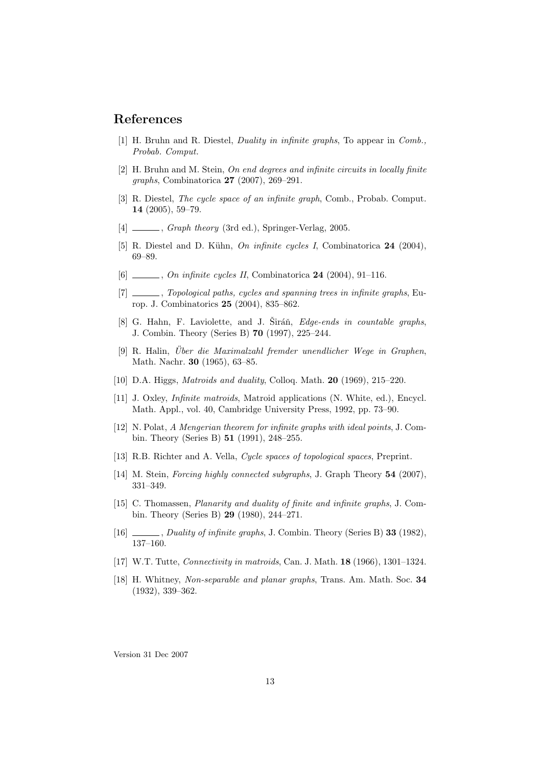## References

[1] H. Bruhn and R. Diestel, *Duality in infinite graphs*, To appear in *Comb., Probab. Comput.*

[2] H. Bruhn and M. Stein, *On end degrees and infinite circuits in locally finite graphs*, Combinatorica **27** (2007), 269–291.

[3] R. Diestel, *The cycle space of an infinite graph*, Comb., Probab. Comput. **14** (2005), 59–79.

[4] ______, *Graph theory* (3rd ed.), Springer-Verlag, 2005.

[5] R. Diestel and D. Kühn, *On infinite cycles I*, Combinatorica **24** (2004), 69–89.

[6] ______, *On infinite cycles II*, Combinatorica **24** (2004), 91–116.

[7] ______, *Topological paths, cycles and spanning trees in infinite graphs*, Europ. J. Combinatorics **25** (2004), 835–862.

[8] G. Hahn, F. Laviolette, and J. Širáň, *Edge-ends in countable graphs*, J. Combin. Theory (Series B) **70** (1997), 225–244.

[9] R. Halin, *Über die Maximalzahl fremder unendlicher Wege in Graphen*, Math. Nachr. **30** (1965), 63–85.

[10] D.A. Higgs, *Matroids and duality*, Colloq. Math. **20** (1969), 215–220.

[11] J. Oxley, *Infinite matroids*, Matroid applications (N. White, ed.), Encycl. Math. Appl., vol. 40, Cambridge University Press, 1992, pp. 73–90.

[12] N. Polat, *A Mengerian theorem for infinite graphs with ideal points*, J. Combin. Theory (Series B) **51** (1991), 248–255.

[13] R.B. Richter and A. Vella, *Cycle spaces of topological spaces*, Preprint.

[14] M. Stein, *Forcing highly connected subgraphs*, J. Graph Theory **54** (2007), 331–349.

[15] C. Thomassen, *Planarity and duality of finite and infinite graphs*, J. Combin. Theory (Series B) **29** (1980), 244–271.

[16] ______, *Duality of infinite graphs*, J. Combin. Theory (Series B) **33** (1982), 137–160.

[17] W.T. Tutte, *Connectivity in matroids*, Can. J. Math. **18** (1966), 1301–1324.

[18] H. Whitney, *Non-separable and planar graphs*, Trans. Am. Math. Soc. **34** (1932), 339–362.

Version 31 Dec 2007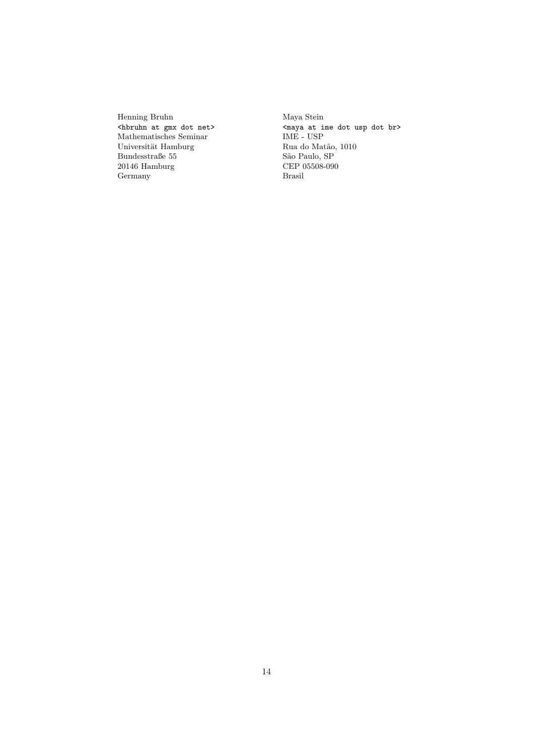Henning Bruhn
<hbruhn at gmx dot net>
Mathematisches Seminar
Universität Hamburg
Bundesstraße 55
20146 Hamburg
Germany

Maya Stein
<maya at ime dot usp dot br>
IME - USP
Rua do Matão, 1010
São Paulo, SP
CEP 05508-090
Brasil